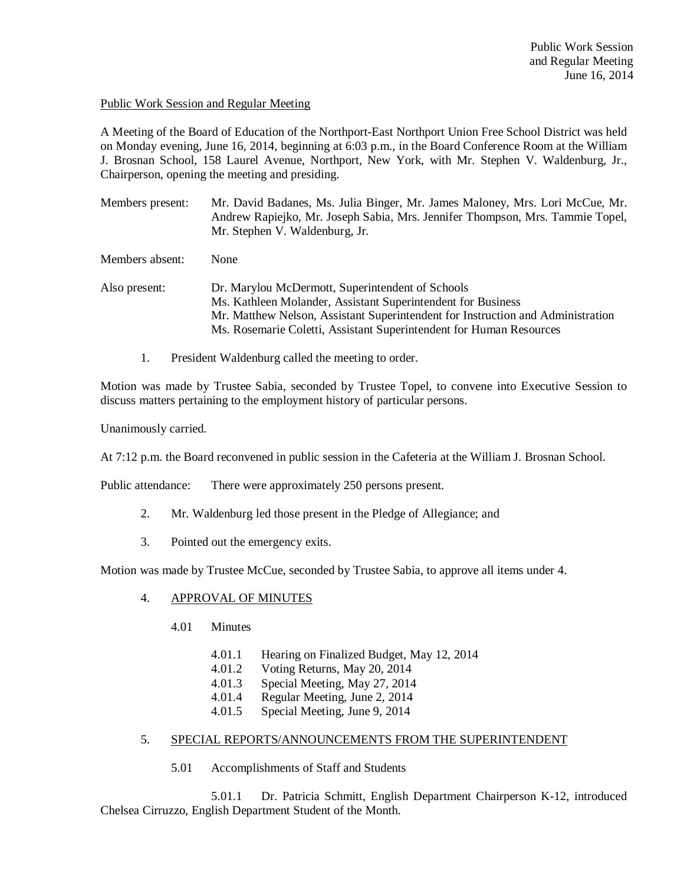Public Work Session and Regular Meeting

A Meeting of the Board of Education of the Northport-East Northport Union Free School District was held on Monday evening, June 16, 2014, beginning at 6:03 p.m., in the Board Conference Room at the William J. Brosnan School, 158 Laurel Avenue, Northport, New York, with Mr. Stephen V. Waldenburg, Jr., Chairperson, opening the meeting and presiding.

Members present: Mr. David Badanes, Ms. Julia Binger, Mr. James Maloney, Mrs. Lori McCue, Mr. Andrew Rapiejko, Mr. Joseph Sabia, Mrs. Jennifer Thompson, Mrs. Tammie Topel, Mr. Stephen V. Waldenburg, Jr.

Members absent: None

Also present: Dr. Marylou McDermott, Superintendent of Schools
Ms. Kathleen Molander, Assistant Superintendent for Business
Mr. Matthew Nelson, Assistant Superintendent for Instruction and Administration
Ms. Rosemarie Coletti, Assistant Superintendent for Human Resources

1. President Waldenburg called the meeting to order.

Motion was made by Trustee Sabia, seconded by Trustee Topel, to convene into Executive Session to discuss matters pertaining to the employment history of particular persons.

Unanimously carried.

At 7:12 p.m. the Board reconvened in public session in the Cafeteria at the William J. Brosnan School.

Public attendance: There were approximately 250 persons present.

2. Mr. Waldenburg led those present in the Pledge of Allegiance; and

3. Pointed out the emergency exits.

Motion was made by Trustee McCue, seconded by Trustee Sabia, to approve all items under 4.

4. APPROVAL OF MINUTES

4.01 Minutes

4.01.1 Hearing on Finalized Budget, May 12, 2014
4.01.2 Voting Returns, May 20, 2014
4.01.3 Special Meeting, May 27, 2014
4.01.4 Regular Meeting, June 2, 2014
4.01.5 Special Meeting, June 9, 2014

5. SPECIAL REPORTS/ANNOUNCEMENTS FROM THE SUPERINTENDENT

5.01 Accomplishments of Staff and Students

5.01.1 Dr. Patricia Schmitt, English Department Chairperson K-12, introduced Chelsea Cirruzzo, English Department Student of the Month.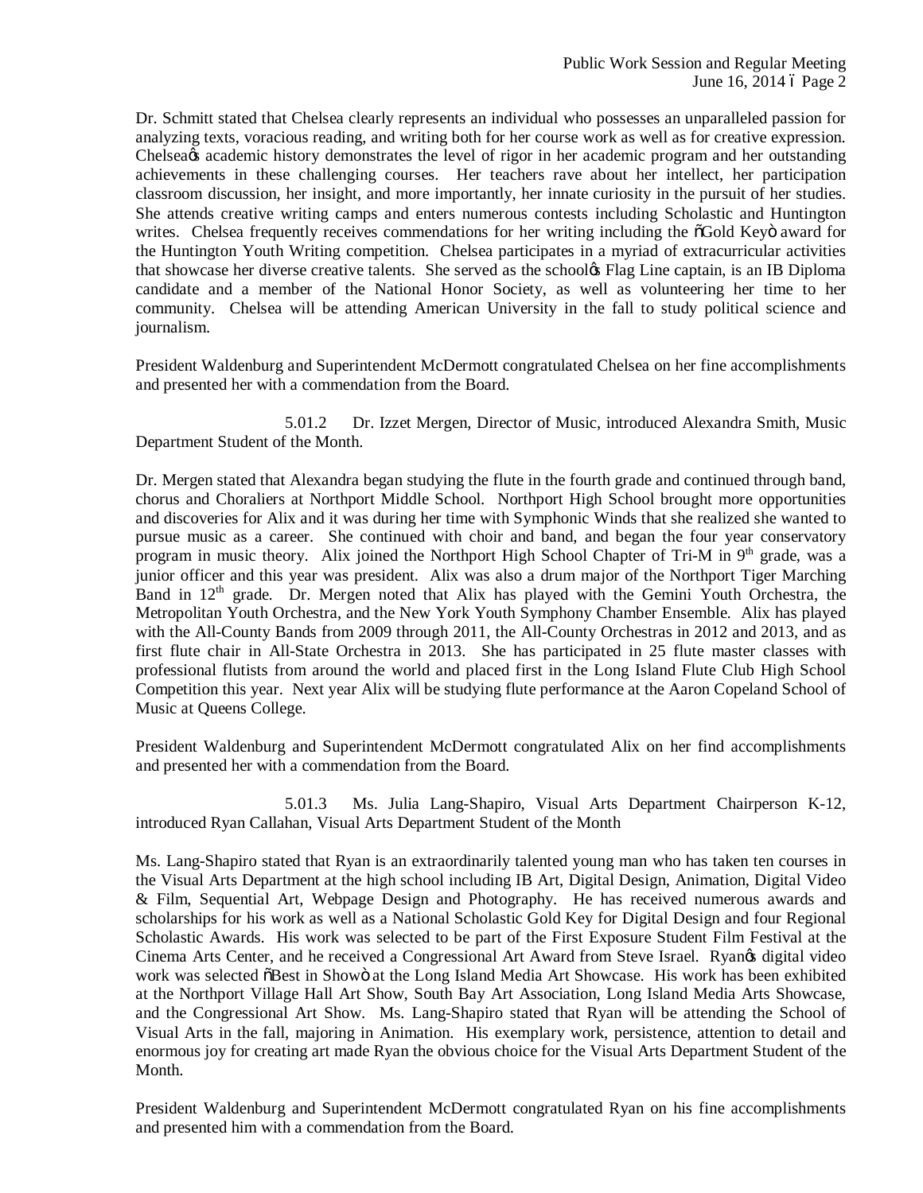Dr. Schmitt stated that Chelsea clearly represents an individual who possesses an unparalleled passion for analyzing texts, voracious reading, and writing both for her course work as well as for creative expression. Chelsea's academic history demonstrates the level of rigor in her academic program and her outstanding achievements in these challenging courses. Her teachers rave about her intellect, her participation classroom discussion, her insight, and more importantly, her innate curiosity in the pursuit of her studies. She attends creative writing camps and enters numerous contests including Scholastic and Huntington writes. Chelsea frequently receives commendations for her writing including the "Gold Key" award for the Huntington Youth Writing competition. Chelsea participates in a myriad of extracurricular activities that showcase her diverse creative talents. She served as the school's Flag Line captain, is an IB Diploma candidate and a member of the National Honor Society, as well as volunteering her time to her community. Chelsea will be attending American University in the fall to study political science and journalism.

President Waldenburg and Superintendent McDermott congratulated Chelsea on her fine accomplishments and presented her with a commendation from the Board.

5.01.2 Dr. Izzet Mergen, Director of Music, introduced Alexandra Smith, Music Department Student of the Month.

Dr. Mergen stated that Alexandra began studying the flute in the fourth grade and continued through band, chorus and Choraliers at Northport Middle School. Northport High School brought more opportunities and discoveries for Alix and it was during her time with Symphonic Winds that she realized she wanted to pursue music as a career. She continued with choir and band, and began the four year conservatory program in music theory. Alix joined the Northport High School Chapter of Tri-M in 9th grade, was a junior officer and this year was president. Alix was also a drum major of the Northport Tiger Marching Band in 12th grade. Dr. Mergen noted that Alix has played with the Gemini Youth Orchestra, the Metropolitan Youth Orchestra, and the New York Youth Symphony Chamber Ensemble. Alix has played with the All-County Bands from 2009 through 2011, the All-County Orchestras in 2012 and 2013, and as first flute chair in All-State Orchestra in 2013. She has participated in 25 flute master classes with professional flutists from around the world and placed first in the Long Island Flute Club High School Competition this year. Next year Alix will be studying flute performance at the Aaron Copeland School of Music at Queens College.

President Waldenburg and Superintendent McDermott congratulated Alix on her find accomplishments and presented her with a commendation from the Board.

5.01.3 Ms. Julia Lang-Shapiro, Visual Arts Department Chairperson K-12, introduced Ryan Callahan, Visual Arts Department Student of the Month

Ms. Lang-Shapiro stated that Ryan is an extraordinarily talented young man who has taken ten courses in the Visual Arts Department at the high school including IB Art, Digital Design, Animation, Digital Video & Film, Sequential Art, Webpage Design and Photography. He has received numerous awards and scholarships for his work as well as a National Scholastic Gold Key for Digital Design and four Regional Scholastic Awards. His work was selected to be part of the First Exposure Student Film Festival at the Cinema Arts Center, and he received a Congressional Art Award from Steve Israel. Ryan's digital video work was selected "Best in Show" at the Long Island Media Art Showcase. His work has been exhibited at the Northport Village Hall Art Show, South Bay Art Association, Long Island Media Arts Showcase, and the Congressional Art Show. Ms. Lang-Shapiro stated that Ryan will be attending the School of Visual Arts in the fall, majoring in Animation. His exemplary work, persistence, attention to detail and enormous joy for creating art made Ryan the obvious choice for the Visual Arts Department Student of the Month.

President Waldenburg and Superintendent McDermott congratulated Ryan on his fine accomplishments and presented him with a commendation from the Board.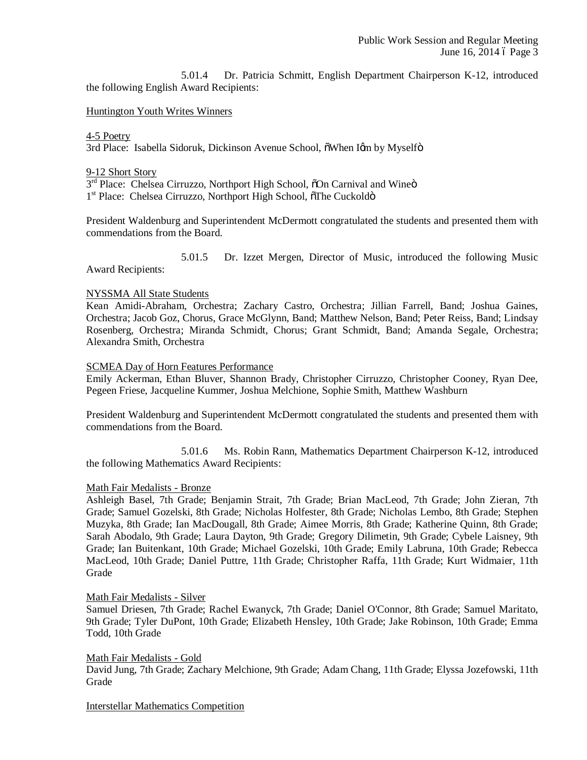5.01.4 Dr. Patricia Schmitt, English Department Chairperson K-12, introduced the following English Award Recipients:

Huntington Youth Writes Winners

4-5 Poetry
3rd Place: Isabella Sidoruk, Dickinson Avenue School, "When I'm by Myself"

9-12 Short Story
3rd Place: Chelsea Cirruzzo, Northport High School, "On Carnival and Wine"
1st Place: Chelsea Cirruzzo, Northport High School, "The Cuckold"

President Waldenburg and Superintendent McDermott congratulated the students and presented them with commendations from the Board.

5.01.5 Dr. Izzet Mergen, Director of Music, introduced the following Music Award Recipients:

NYSSMA All State Students
Kean Amidi-Abraham, Orchestra; Zachary Castro, Orchestra; Jillian Farrell, Band; Joshua Gaines, Orchestra; Jacob Goz, Chorus, Grace McGlynn, Band; Matthew Nelson, Band; Peter Reiss, Band; Lindsay Rosenberg, Orchestra; Miranda Schmidt, Chorus; Grant Schmidt, Band; Amanda Segale, Orchestra; Alexandra Smith, Orchestra

SCMEA Day of Horn Features Performance
Emily Ackerman, Ethan Bluver, Shannon Brady, Christopher Cirruzzo, Christopher Cooney, Ryan Dee, Pegeen Friese, Jacqueline Kummer, Joshua Melchione, Sophie Smith, Matthew Washburn

President Waldenburg and Superintendent McDermott congratulated the students and presented them with commendations from the Board.

5.01.6 Ms. Robin Rann, Mathematics Department Chairperson K-12, introduced the following Mathematics Award Recipients:

Math Fair Medalists - Bronze
Ashleigh Basel, 7th Grade; Benjamin Strait, 7th Grade; Brian MacLeod, 7th Grade; John Zieran, 7th Grade; Samuel Gozelski, 8th Grade; Nicholas Holfester, 8th Grade; Nicholas Lembo, 8th Grade; Stephen Muzyka, 8th Grade; Ian MacDougall, 8th Grade; Aimee Morris, 8th Grade; Katherine Quinn, 8th Grade; Sarah Abodalo, 9th Grade; Laura Dayton, 9th Grade; Gregory Dilimetin, 9th Grade; Cybele Laisney, 9th Grade; Ian Buitenkant, 10th Grade; Michael Gozelski, 10th Grade; Emily Labruna, 10th Grade; Rebecca MacLeod, 10th Grade; Daniel Puttre, 11th Grade; Christopher Raffa, 11th Grade; Kurt Widmaier, 11th Grade

Math Fair Medalists - Silver
Samuel Driesen, 7th Grade; Rachel Ewanyck, 7th Grade; Daniel O'Connor, 8th Grade; Samuel Maritato, 9th Grade; Tyler DuPont, 10th Grade; Elizabeth Hensley, 10th Grade; Jake Robinson, 10th Grade; Emma Todd, 10th Grade

Math Fair Medalists - Gold
David Jung, 7th Grade; Zachary Melchione, 9th Grade; Adam Chang, 11th Grade; Elyssa Jozefowski, 11th Grade

Interstellar Mathematics Competition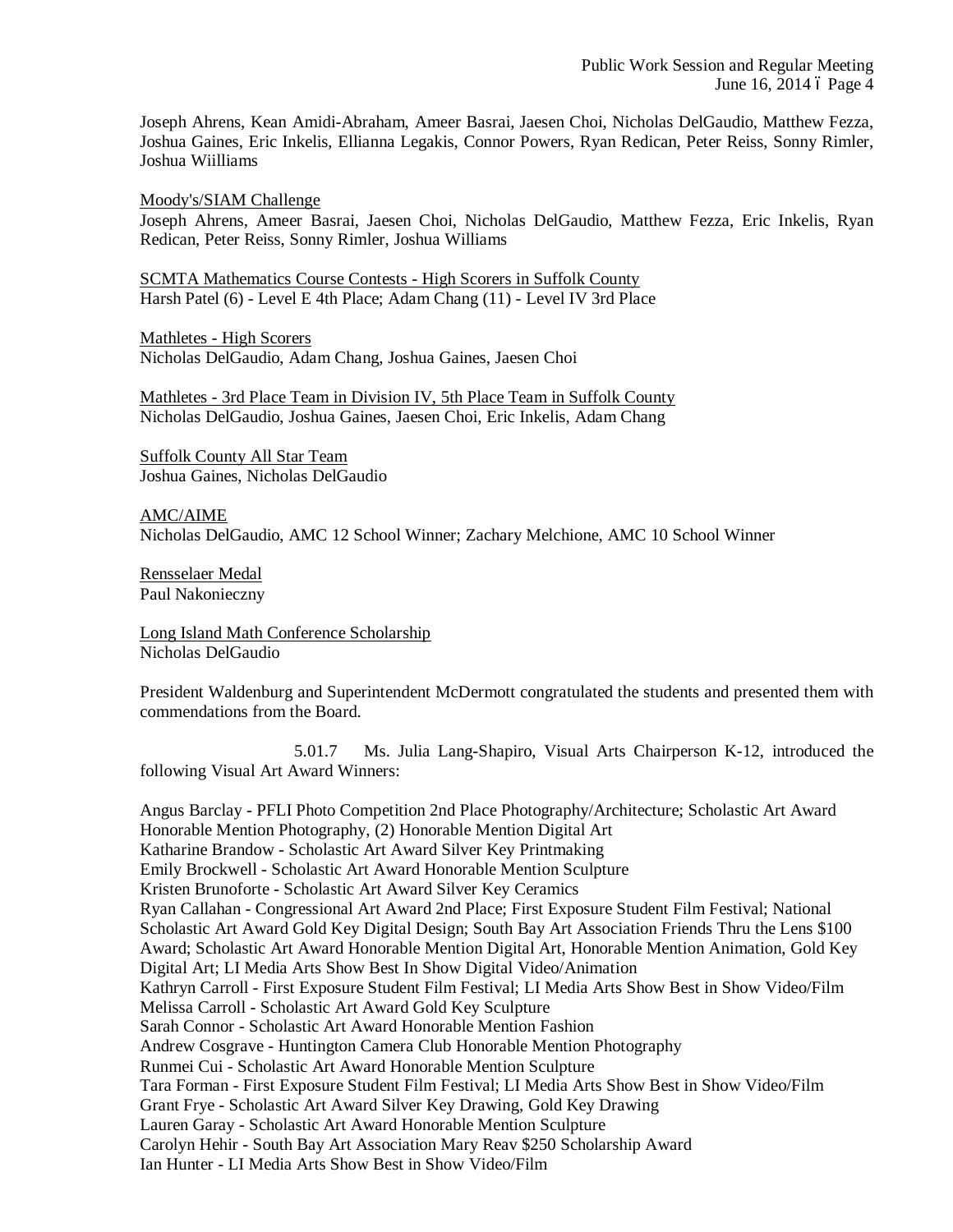Joseph Ahrens, Kean Amidi-Abraham, Ameer Basrai, Jaesen Choi, Nicholas DelGaudio, Matthew Fezza, Joshua Gaines, Eric Inkelis, Ellianna Legakis, Connor Powers, Ryan Redican, Peter Reiss, Sonny Rimler, Joshua Wiilliams

Moody's/SIAM Challenge
Joseph Ahrens, Ameer Basrai, Jaesen Choi, Nicholas DelGaudio, Matthew Fezza, Eric Inkelis, Ryan Redican, Peter Reiss, Sonny Rimler, Joshua Williams

SCMTA Mathematics Course Contests - High Scorers in Suffolk County
Harsh Patel (6) - Level E 4th Place; Adam Chang (11) - Level IV 3rd Place

Mathletes - High Scorers
Nicholas DelGaudio, Adam Chang, Joshua Gaines, Jaesen Choi

Mathletes - 3rd Place Team in Division IV, 5th Place Team in Suffolk County
Nicholas DelGaudio, Joshua Gaines, Jaesen Choi, Eric Inkelis, Adam Chang

Suffolk County All Star Team
Joshua Gaines, Nicholas DelGaudio

AMC/AIME
Nicholas DelGaudio, AMC 12 School Winner; Zachary Melchione, AMC 10 School Winner

Rensselaer Medal
Paul Nakonieczny

Long Island Math Conference Scholarship
Nicholas DelGaudio

President Waldenburg and Superintendent McDermott congratulated the students and presented them with commendations from the Board.

5.01.7 Ms. Julia Lang-Shapiro, Visual Arts Chairperson K-12, introduced the following Visual Art Award Winners:

Angus Barclay - PFLI Photo Competition 2nd Place Photography/Architecture; Scholastic Art Award Honorable Mention Photography, (2) Honorable Mention Digital Art
Katharine Brandow - Scholastic Art Award Silver Key Printmaking
Emily Brockwell - Scholastic Art Award Honorable Mention Sculpture
Kristen Brunoforte - Scholastic Art Award Silver Key Ceramics
Ryan Callahan - Congressional Art Award 2nd Place; First Exposure Student Film Festival; National Scholastic Art Award Gold Key Digital Design; South Bay Art Association Friends Thru the Lens $100 Award; Scholastic Art Award Honorable Mention Digital Art, Honorable Mention Animation, Gold Key Digital Art; LI Media Arts Show Best In Show Digital Video/Animation
Kathryn Carroll - First Exposure Student Film Festival; LI Media Arts Show Best in Show Video/Film
Melissa Carroll - Scholastic Art Award Gold Key Sculpture
Sarah Connor - Scholastic Art Award Honorable Mention Fashion
Andrew Cosgrave - Huntington Camera Club Honorable Mention Photography
Runmei Cui - Scholastic Art Award Honorable Mention Sculpture
Tara Forman - First Exposure Student Film Festival; LI Media Arts Show Best in Show Video/Film
Grant Frye - Scholastic Art Award Silver Key Drawing, Gold Key Drawing
Lauren Garay - Scholastic Art Award Honorable Mention Sculpture
Carolyn Hehir - South Bay Art Association Mary Reav $250 Scholarship Award
Ian Hunter - LI Media Arts Show Best in Show Video/Film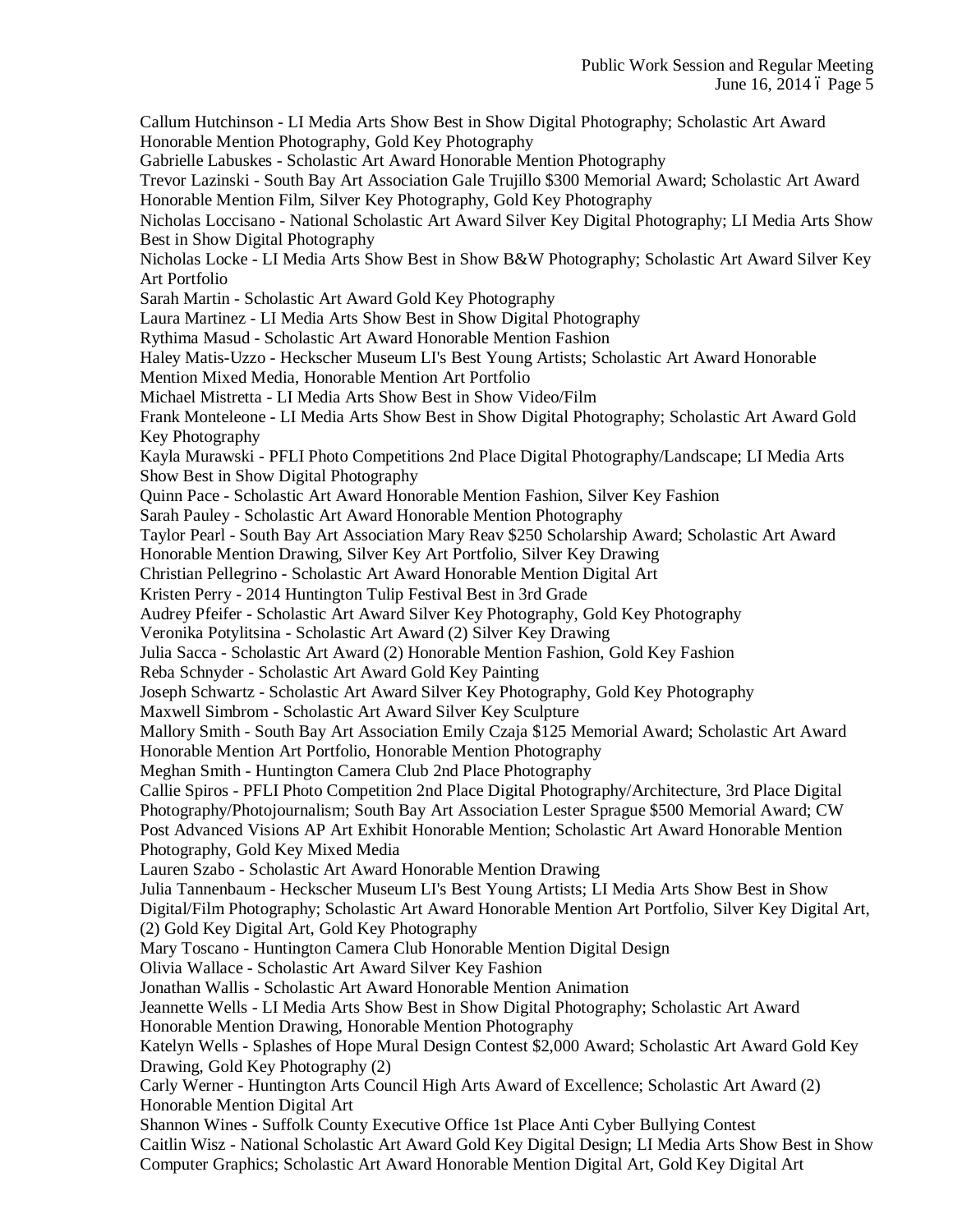Callum Hutchinson - LI Media Arts Show Best in Show Digital Photography; Scholastic Art Award Honorable Mention Photography, Gold Key Photography

Gabrielle Labuskes - Scholastic Art Award Honorable Mention Photography

Trevor Lazinski - South Bay Art Association Gale Trujillo $300 Memorial Award; Scholastic Art Award Honorable Mention Film, Silver Key Photography, Gold Key Photography

Nicholas Loccisano - National Scholastic Art Award Silver Key Digital Photography; LI Media Arts Show Best in Show Digital Photography

Nicholas Locke - LI Media Arts Show Best in Show B&W Photography; Scholastic Art Award Silver Key Art Portfolio

Sarah Martin - Scholastic Art Award Gold Key Photography

Laura Martinez - LI Media Arts Show Best in Show Digital Photography

Rythima Masud - Scholastic Art Award Honorable Mention Fashion

Haley Matis-Uzzo - Heckscher Museum LI's Best Young Artists; Scholastic Art Award Honorable Mention Mixed Media, Honorable Mention Art Portfolio

Michael Mistretta - LI Media Arts Show Best in Show Video/Film

Frank Monteleone - LI Media Arts Show Best in Show Digital Photography; Scholastic Art Award Gold Key Photography

Kayla Murawski - PFLI Photo Competitions 2nd Place Digital Photography/Landscape; LI Media Arts Show Best in Show Digital Photography

Quinn Pace - Scholastic Art Award Honorable Mention Fashion, Silver Key Fashion

Sarah Pauley - Scholastic Art Award Honorable Mention Photography

Taylor Pearl - South Bay Art Association Mary Reav $250 Scholarship Award; Scholastic Art Award Honorable Mention Drawing, Silver Key Art Portfolio, Silver Key Drawing

Christian Pellegrino - Scholastic Art Award Honorable Mention Digital Art

Kristen Perry - 2014 Huntington Tulip Festival Best in 3rd Grade

Audrey Pfeifer - Scholastic Art Award Silver Key Photography, Gold Key Photography

Veronika Potylitsina - Scholastic Art Award (2) Silver Key Drawing

Julia Sacca - Scholastic Art Award (2) Honorable Mention Fashion, Gold Key Fashion

Reba Schnyder - Scholastic Art Award Gold Key Painting

Joseph Schwartz - Scholastic Art Award Silver Key Photography, Gold Key Photography

Maxwell Simbrom - Scholastic Art Award Silver Key Sculpture

Mallory Smith - South Bay Art Association Emily Czaja $125 Memorial Award; Scholastic Art Award Honorable Mention Art Portfolio, Honorable Mention Photography

Meghan Smith - Huntington Camera Club 2nd Place Photography

Callie Spiros - PFLI Photo Competition 2nd Place Digital Photography/Architecture, 3rd Place Digital Photography/Photojournalism; South Bay Art Association Lester Sprague $500 Memorial Award; CW Post Advanced Visions AP Art Exhibit Honorable Mention; Scholastic Art Award Honorable Mention Photography, Gold Key Mixed Media

Lauren Szabo - Scholastic Art Award Honorable Mention Drawing

Julia Tannenbaum - Heckscher Museum LI's Best Young Artists; LI Media Arts Show Best in Show Digital/Film Photography; Scholastic Art Award Honorable Mention Art Portfolio, Silver Key Digital Art, (2) Gold Key Digital Art, Gold Key Photography

Mary Toscano - Huntington Camera Club Honorable Mention Digital Design

Olivia Wallace - Scholastic Art Award Silver Key Fashion

Jonathan Wallis - Scholastic Art Award Honorable Mention Animation

Jeannette Wells - LI Media Arts Show Best in Show Digital Photography; Scholastic Art Award Honorable Mention Drawing, Honorable Mention Photography

Katelyn Wells - Splashes of Hope Mural Design Contest $2,000 Award; Scholastic Art Award Gold Key Drawing, Gold Key Photography (2)

Carly Werner - Huntington Arts Council High Arts Award of Excellence; Scholastic Art Award (2) Honorable Mention Digital Art

Shannon Wines - Suffolk County Executive Office 1st Place Anti Cyber Bullying Contest

Caitlin Wisz - National Scholastic Art Award Gold Key Digital Design; LI Media Arts Show Best in Show Computer Graphics; Scholastic Art Award Honorable Mention Digital Art, Gold Key Digital Art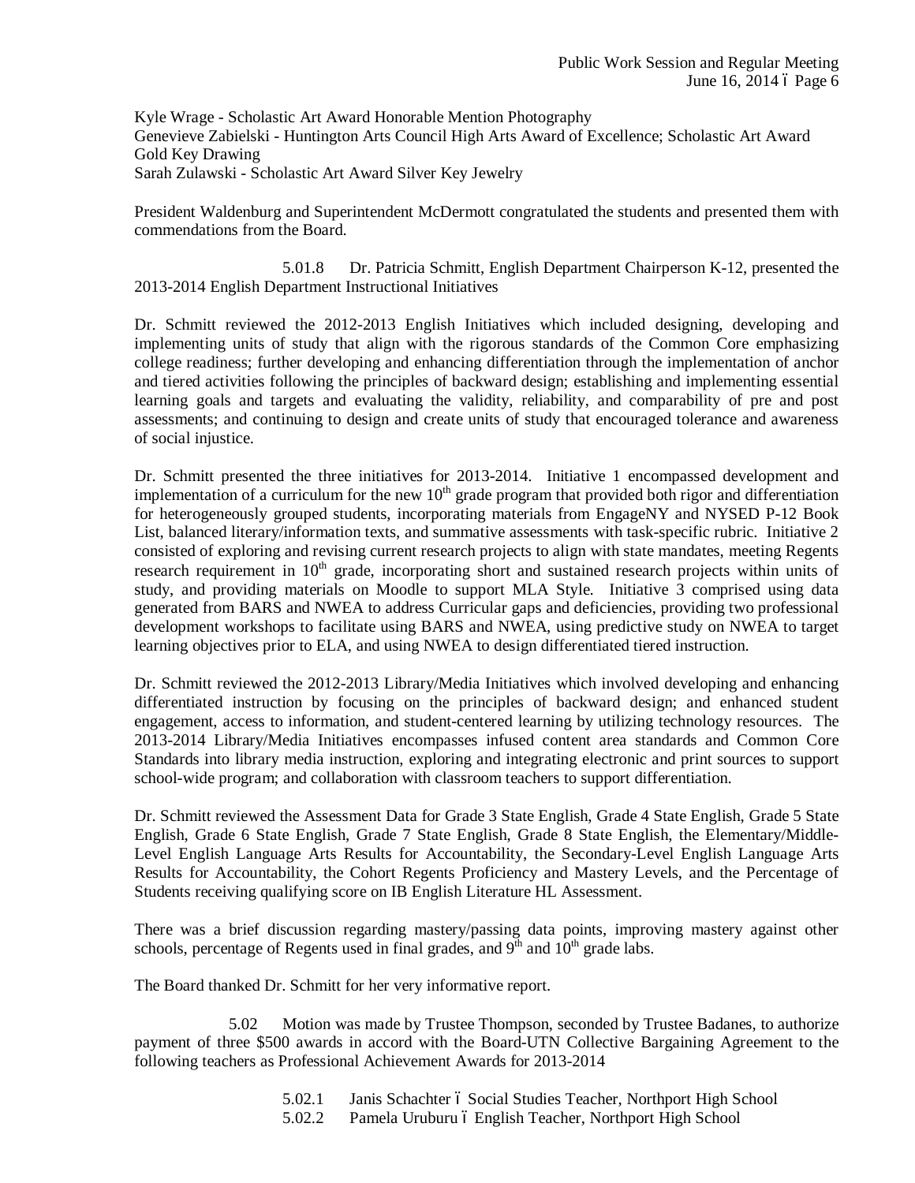Kyle Wrage - Scholastic Art Award Honorable Mention Photography
Genevieve Zabielski - Huntington Arts Council High Arts Award of Excellence; Scholastic Art Award Gold Key Drawing
Sarah Zulawski - Scholastic Art Award Silver Key Jewelry

President Waldenburg and Superintendent McDermott congratulated the students and presented them with commendations from the Board.

5.01.8 Dr. Patricia Schmitt, English Department Chairperson K-12, presented the 2013-2014 English Department Instructional Initiatives

Dr. Schmitt reviewed the 2012-2013 English Initiatives which included designing, developing and implementing units of study that align with the rigorous standards of the Common Core emphasizing college readiness; further developing and enhancing differentiation through the implementation of anchor and tiered activities following the principles of backward design; establishing and implementing essential learning goals and targets and evaluating the validity, reliability, and comparability of pre and post assessments; and continuing to design and create units of study that encouraged tolerance and awareness of social injustice.

Dr. Schmitt presented the three initiatives for 2013-2014. Initiative 1 encompassed development and implementation of a curriculum for the new 10th grade program that provided both rigor and differentiation for heterogeneously grouped students, incorporating materials from EngageNY and NYSED P-12 Book List, balanced literary/information texts, and summative assessments with task-specific rubric. Initiative 2 consisted of exploring and revising current research projects to align with state mandates, meeting Regents research requirement in 10th grade, incorporating short and sustained research projects within units of study, and providing materials on Moodle to support MLA Style. Initiative 3 comprised using data generated from BARS and NWEA to address Curricular gaps and deficiencies, providing two professional development workshops to facilitate using BARS and NWEA, using predictive study on NWEA to target learning objectives prior to ELA, and using NWEA to design differentiated tiered instruction.

Dr. Schmitt reviewed the 2012-2013 Library/Media Initiatives which involved developing and enhancing differentiated instruction by focusing on the principles of backward design; and enhanced student engagement, access to information, and student-centered learning by utilizing technology resources. The 2013-2014 Library/Media Initiatives encompasses infused content area standards and Common Core Standards into library media instruction, exploring and integrating electronic and print sources to support school-wide program; and collaboration with classroom teachers to support differentiation.

Dr. Schmitt reviewed the Assessment Data for Grade 3 State English, Grade 4 State English, Grade 5 State English, Grade 6 State English, Grade 7 State English, Grade 8 State English, the Elementary/Middle-Level English Language Arts Results for Accountability, the Secondary-Level English Language Arts Results for Accountability, the Cohort Regents Proficiency and Mastery Levels, and the Percentage of Students receiving qualifying score on IB English Literature HL Assessment.

There was a brief discussion regarding mastery/passing data points, improving mastery against other schools, percentage of Regents used in final grades, and 9th and 10th grade labs.

The Board thanked Dr. Schmitt for her very informative report.

5.02 Motion was made by Trustee Thompson, seconded by Trustee Badanes, to authorize payment of three $500 awards in accord with the Board-UTN Collective Bargaining Agreement to the following teachers as Professional Achievement Awards for 2013-2014

5.02.1 Janis Schachter – Social Studies Teacher, Northport High School
5.02.2 Pamela Uruburu – English Teacher, Northport High School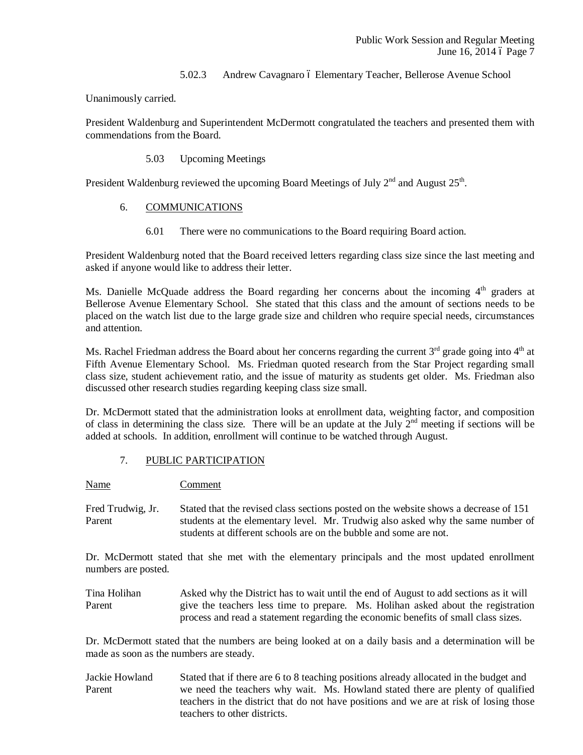5.02.3 Andrew Cavagnaro – Elementary Teacher, Bellerose Avenue School

Unanimously carried.

President Waldenburg and Superintendent McDermott congratulated the teachers and presented them with commendations from the Board.

5.03 Upcoming Meetings

President Waldenburg reviewed the upcoming Board Meetings of July 2nd and August 25th.

6. COMMUNICATIONS

6.01 There were no communications to the Board requiring Board action.

President Waldenburg noted that the Board received letters regarding class size since the last meeting and asked if anyone would like to address their letter.

Ms. Danielle McQuade address the Board regarding her concerns about the incoming 4th graders at Bellerose Avenue Elementary School. She stated that this class and the amount of sections needs to be placed on the watch list due to the large grade size and children who require special needs, circumstances and attention.

Ms. Rachel Friedman address the Board about her concerns regarding the current 3rd grade going into 4th at Fifth Avenue Elementary School. Ms. Friedman quoted research from the Star Project regarding small class size, student achievement ratio, and the issue of maturity as students get older. Ms. Friedman also discussed other research studies regarding keeping class size small.

Dr. McDermott stated that the administration looks at enrollment data, weighting factor, and composition of class in determining the class size. There will be an update at the July 2nd meeting if sections will be added at schools. In addition, enrollment will continue to be watched through August.

7. PUBLIC PARTICIPATION

| Name | Comment |
|---|---|
| Fred Trudwig, Jr.<br>Parent | Stated that the revised class sections posted on the website shows a decrease of 151 students at the elementary level. Mr. Trudwig also asked why the same number of students at different schools are on the bubble and some are not. |

Dr. McDermott stated that she met with the elementary principals and the most updated enrollment numbers are posted.

| Name | Comment |
|---|---|
| Tina Holihan<br>Parent | Asked why the District has to wait until the end of August to add sections as it will give the teachers less time to prepare. Ms. Holihan asked about the registration process and read a statement regarding the economic benefits of small class sizes. |

Dr. McDermott stated that the numbers are being looked at on a daily basis and a determination will be made as soon as the numbers are steady.

| Name | Comment |
|---|---|
| Jackie Howland<br>Parent | Stated that if there are 6 to 8 teaching positions already allocated in the budget and we need the teachers why wait. Ms. Howland stated there are plenty of qualified teachers in the district that do not have positions and we are at risk of losing those teachers to other districts. |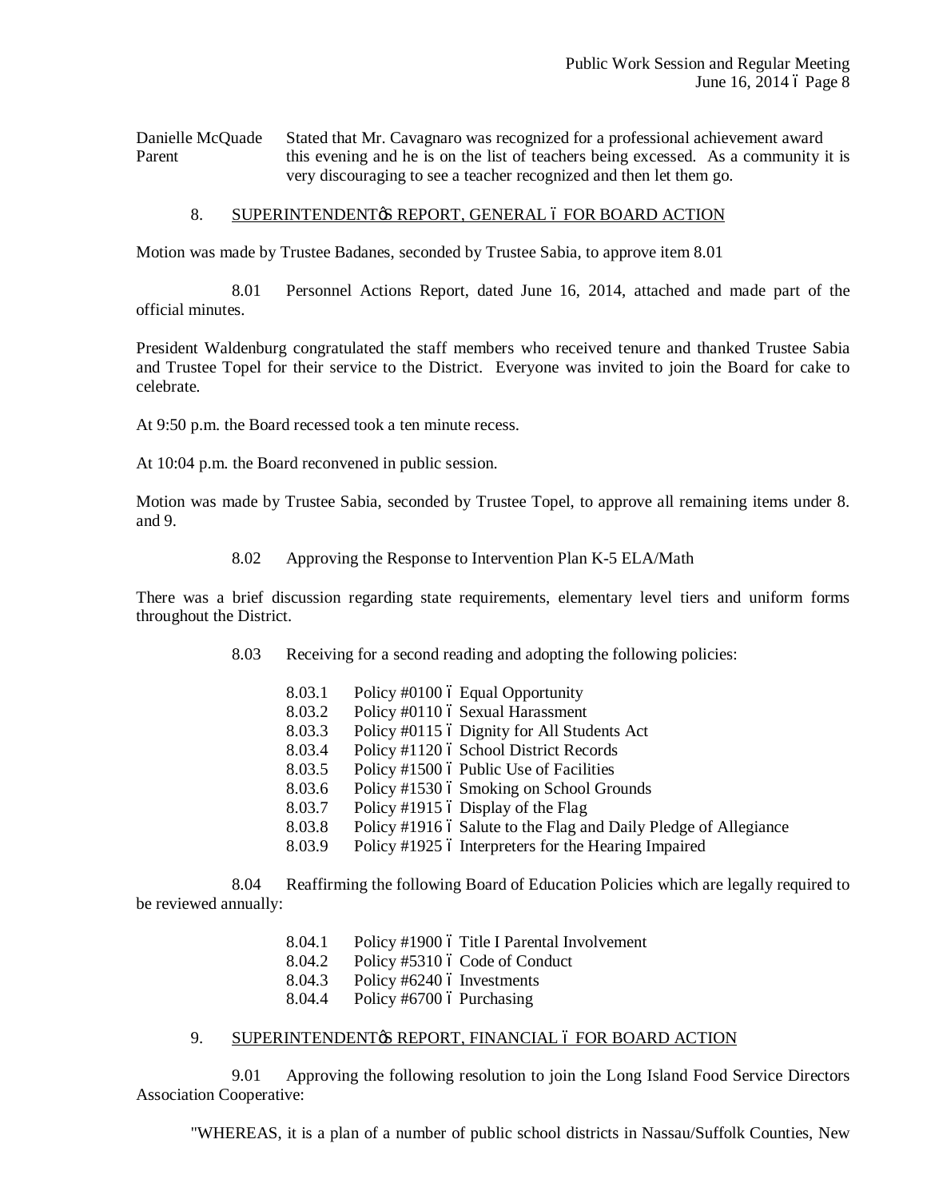Danielle McQuade
Parent

Stated that Mr. Cavagnaro was recognized for a professional achievement award this evening and he is on the list of teachers being excessed. As a community it is very discouraging to see a teacher recognized and then let them go.

8. SUPERINTENDENT's REPORT, GENERAL – FOR BOARD ACTION

Motion was made by Trustee Badanes, seconded by Trustee Sabia, to approve item 8.01

8.01 Personnel Actions Report, dated June 16, 2014, attached and made part of the official minutes.

President Waldenburg congratulated the staff members who received tenure and thanked Trustee Sabia and Trustee Topel for their service to the District. Everyone was invited to join the Board for cake to celebrate.

At 9:50 p.m. the Board recessed took a ten minute recess.

At 10:04 p.m. the Board reconvened in public session.

Motion was made by Trustee Sabia, seconded by Trustee Topel, to approve all remaining items under 8. and 9.

8.02 Approving the Response to Intervention Plan K-5 ELA/Math

There was a brief discussion regarding state requirements, elementary level tiers and uniform forms throughout the District.

8.03 Receiving for a second reading and adopting the following policies:

- 8.03.1 Policy #0100 – Equal Opportunity
- 8.03.2 Policy #0110 – Sexual Harassment
- 8.03.3 Policy #0115 – Dignity for All Students Act
- 8.03.4 Policy #1120 – School District Records
- 8.03.5 Policy #1500 – Public Use of Facilities
- 8.03.6 Policy #1530 – Smoking on School Grounds
- 8.03.7 Policy #1915 – Display of the Flag
- 8.03.8 Policy #1916 – Salute to the Flag and Daily Pledge of Allegiance
- 8.03.9 Policy #1925 – Interpreters for the Hearing Impaired

8.04 Reaffirming the following Board of Education Policies which are legally required to be reviewed annually:

- 8.04.1 Policy #1900 – Title I Parental Involvement
- 8.04.2 Policy #5310 – Code of Conduct
- 8.04.3 Policy #6240 – Investments
- 8.04.4 Policy #6700 – Purchasing

9. SUPERINTENDENT's REPORT, FINANCIAL – FOR BOARD ACTION

9.01 Approving the following resolution to join the Long Island Food Service Directors Association Cooperative:

"WHEREAS, it is a plan of a number of public school districts in Nassau/Suffolk Counties, New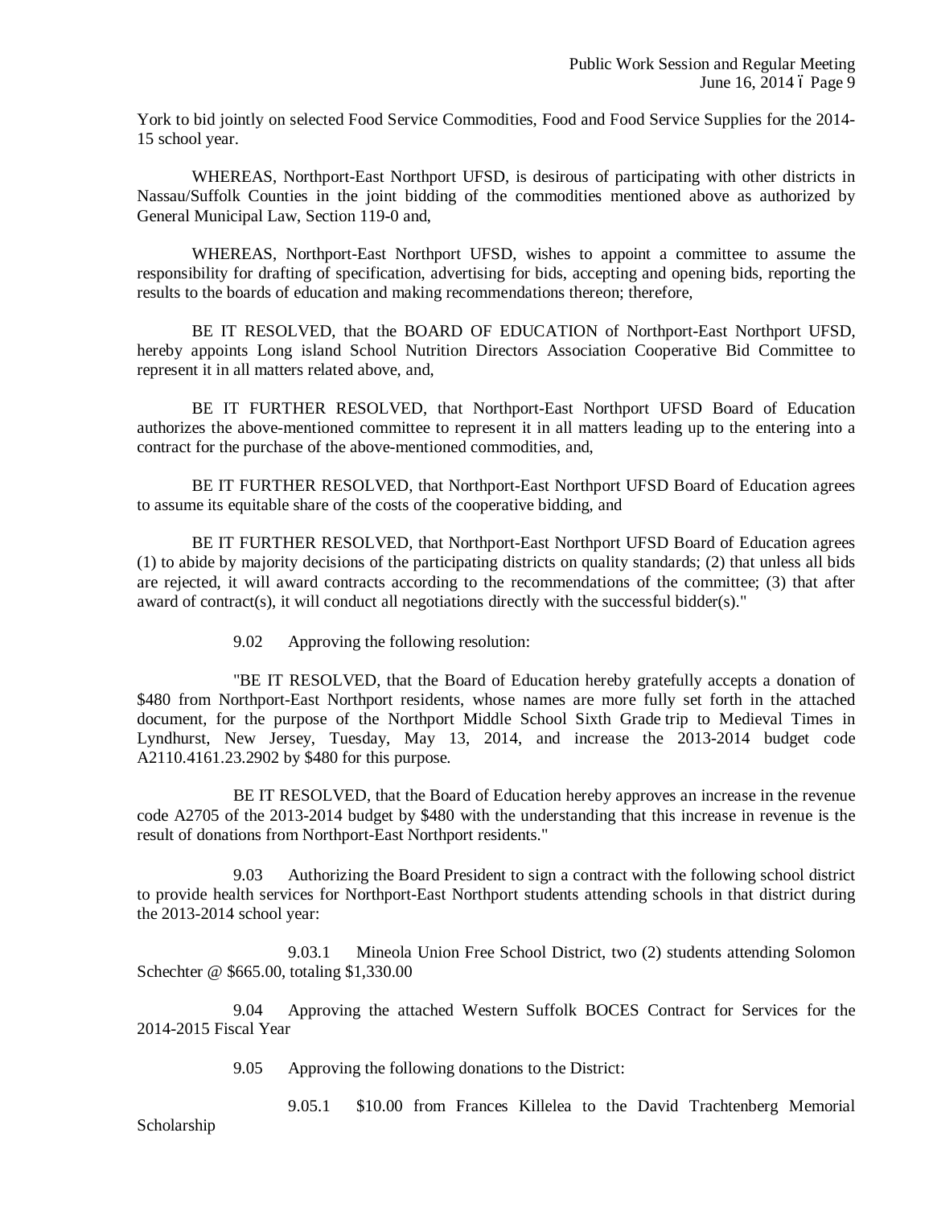York to bid jointly on selected Food Service Commodities, Food and Food Service Supplies for the 2014-15 school year.

WHEREAS, Northport-East Northport UFSD, is desirous of participating with other districts in Nassau/Suffolk Counties in the joint bidding of the commodities mentioned above as authorized by General Municipal Law, Section 119-0 and,

WHEREAS, Northport-East Northport UFSD, wishes to appoint a committee to assume the responsibility for drafting of specification, advertising for bids, accepting and opening bids, reporting the results to the boards of education and making recommendations thereon; therefore,

BE IT RESOLVED, that the BOARD OF EDUCATION of Northport-East Northport UFSD, hereby appoints Long island School Nutrition Directors Association Cooperative Bid Committee to represent it in all matters related above, and,

BE IT FURTHER RESOLVED, that Northport-East Northport UFSD Board of Education authorizes the above-mentioned committee to represent it in all matters leading up to the entering into a contract for the purchase of the above-mentioned commodities, and,

BE IT FURTHER RESOLVED, that Northport-East Northport UFSD Board of Education agrees to assume its equitable share of the costs of the cooperative bidding, and

BE IT FURTHER RESOLVED, that Northport-East Northport UFSD Board of Education agrees (1) to abide by majority decisions of the participating districts on quality standards; (2) that unless all bids are rejected, it will award contracts according to the recommendations of the committee; (3) that after award of contract(s), it will conduct all negotiations directly with the successful bidder(s)."

9.02 Approving the following resolution:

"BE IT RESOLVED, that the Board of Education hereby gratefully accepts a donation of $480 from Northport-East Northport residents, whose names are more fully set forth in the attached document, for the purpose of the Northport Middle School Sixth Grade trip to Medieval Times in Lyndhurst, New Jersey, Tuesday, May 13, 2014, and increase the 2013-2014 budget code A2110.4161.23.2902 by $480 for this purpose.

BE IT RESOLVED, that the Board of Education hereby approves an increase in the revenue code A2705 of the 2013-2014 budget by $480 with the understanding that this increase in revenue is the result of donations from Northport-East Northport residents."

9.03 Authorizing the Board President to sign a contract with the following school district to provide health services for Northport-East Northport students attending schools in that district during the 2013-2014 school year:

9.03.1 Mineola Union Free School District, two (2) students attending Solomon Schechter @ $665.00, totaling $1,330.00

9.04 Approving the attached Western Suffolk BOCES Contract for Services for the 2014-2015 Fiscal Year

9.05 Approving the following donations to the District:

9.05.1 $10.00 from Frances Killelea to the David Trachtenberg Memorial Scholarship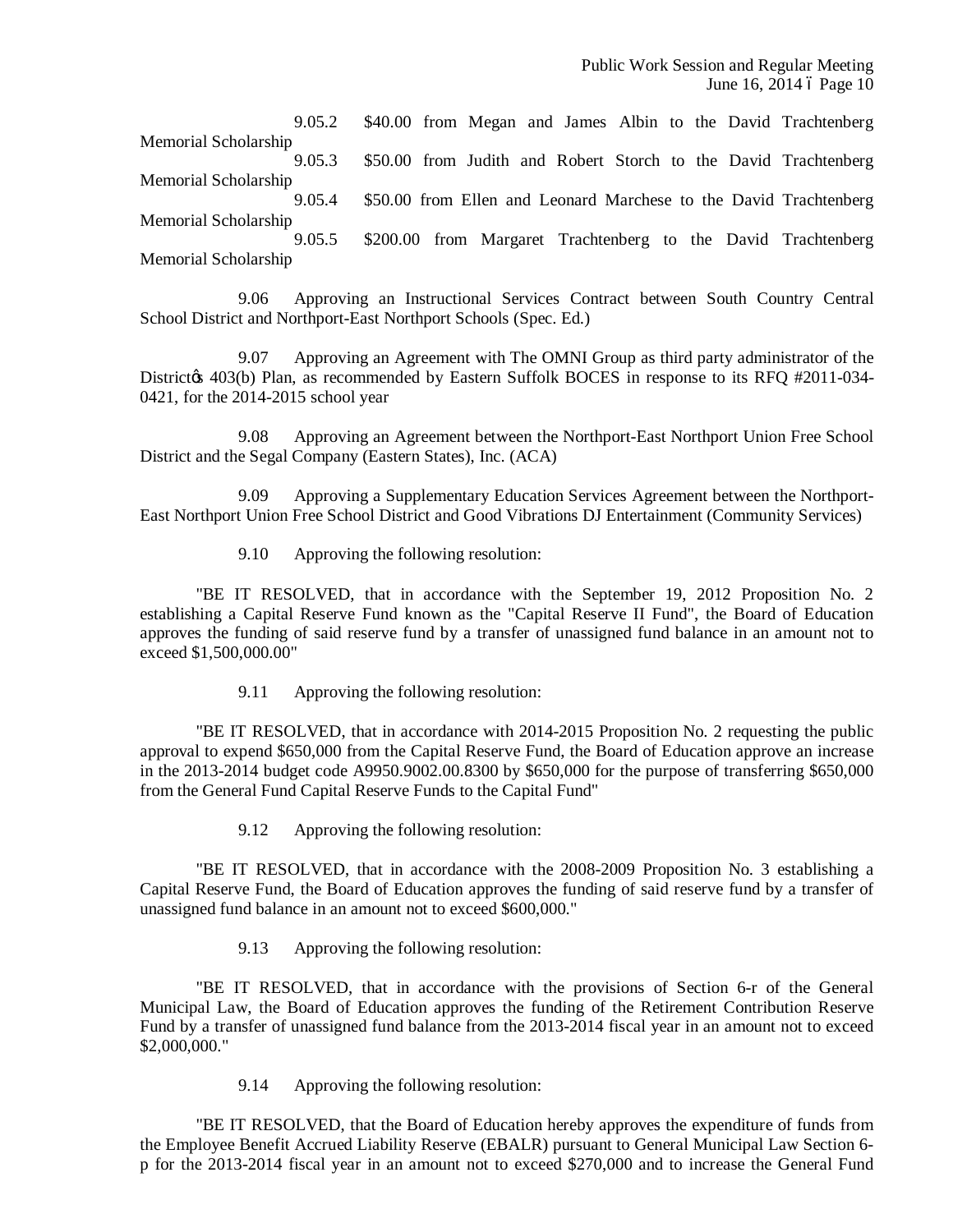9.05.2 $40.00 from Megan and James Albin to the David Trachtenberg Memorial Scholarship

9.05.3 $50.00 from Judith and Robert Storch to the David Trachtenberg Memorial Scholarship

9.05.4 $50.00 from Ellen and Leonard Marchese to the David Trachtenberg Memorial Scholarship

9.05.5 $200.00 from Margaret Trachtenberg to the David Trachtenberg Memorial Scholarship

9.06 Approving an Instructional Services Contract between South Country Central School District and Northport-East Northport Schools (Spec. Ed.)

9.07 Approving an Agreement with The OMNI Group as third party administrator of the District's 403(b) Plan, as recommended by Eastern Suffolk BOCES in response to its RFQ #2011-034-0421, for the 2014-2015 school year

9.08 Approving an Agreement between the Northport-East Northport Union Free School District and the Segal Company (Eastern States), Inc. (ACA)

9.09 Approving a Supplementary Education Services Agreement between the Northport-East Northport Union Free School District and Good Vibrations DJ Entertainment (Community Services)

9.10 Approving the following resolution:

"BE IT RESOLVED, that in accordance with the September 19, 2012 Proposition No. 2 establishing a Capital Reserve Fund known as the "Capital Reserve II Fund", the Board of Education approves the funding of said reserve fund by a transfer of unassigned fund balance in an amount not to exceed $1,500,000.00"

9.11 Approving the following resolution:

"BE IT RESOLVED, that in accordance with 2014-2015 Proposition No. 2 requesting the public approval to expend $650,000 from the Capital Reserve Fund, the Board of Education approve an increase in the 2013-2014 budget code A9950.9002.00.8300 by $650,000 for the purpose of transferring $650,000 from the General Fund Capital Reserve Funds to the Capital Fund"

9.12 Approving the following resolution:

"BE IT RESOLVED, that in accordance with the 2008-2009 Proposition No. 3 establishing a Capital Reserve Fund, the Board of Education approves the funding of said reserve fund by a transfer of unassigned fund balance in an amount not to exceed $600,000."

9.13 Approving the following resolution:

"BE IT RESOLVED, that in accordance with the provisions of Section 6-r of the General Municipal Law, the Board of Education approves the funding of the Retirement Contribution Reserve Fund by a transfer of unassigned fund balance from the 2013-2014 fiscal year in an amount not to exceed $2,000,000."

9.14 Approving the following resolution:

"BE IT RESOLVED, that the Board of Education hereby approves the expenditure of funds from the Employee Benefit Accrued Liability Reserve (EBALR) pursuant to General Municipal Law Section 6-p for the 2013-2014 fiscal year in an amount not to exceed $270,000 and to increase the General Fund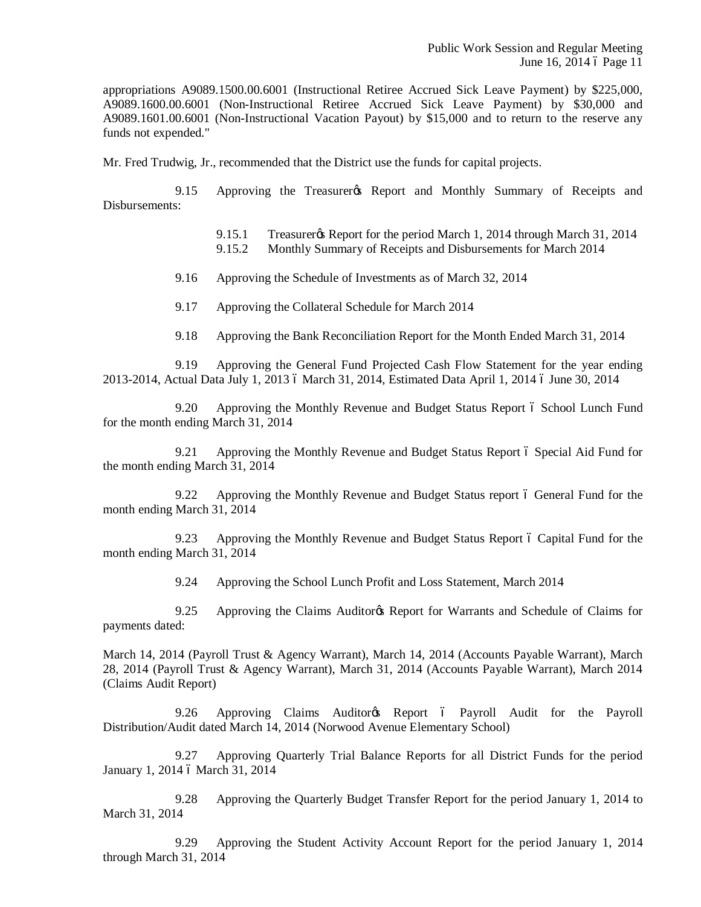appropriations A9089.1500.00.6001 (Instructional Retiree Accrued Sick Leave Payment) by $225,000, A9089.1600.00.6001 (Non-Instructional Retiree Accrued Sick Leave Payment) by $30,000 and A9089.1601.00.6001 (Non-Instructional Vacation Payout) by $15,000 and to return to the reserve any funds not expended."

Mr. Fred Trudwig, Jr., recommended that the District use the funds for capital projects.

9.15 Approving the Treasurer's Report and Monthly Summary of Receipts and Disbursements:

9.15.1 Treasurer's Report for the period March 1, 2014 through March 31, 2014
9.15.2 Monthly Summary of Receipts and Disbursements for March 2014

9.16 Approving the Schedule of Investments as of March 32, 2014

9.17 Approving the Collateral Schedule for March 2014

9.18 Approving the Bank Reconciliation Report for the Month Ended March 31, 2014

9.19 Approving the General Fund Projected Cash Flow Statement for the year ending 2013-2014, Actual Data July 1, 2013 – March 31, 2014, Estimated Data April 1, 2014 – June 30, 2014

9.20 Approving the Monthly Revenue and Budget Status Report – School Lunch Fund for the month ending March 31, 2014

9.21 Approving the Monthly Revenue and Budget Status Report – Special Aid Fund for the month ending March 31, 2014

9.22 Approving the Monthly Revenue and Budget Status report – General Fund for the month ending March 31, 2014

9.23 Approving the Monthly Revenue and Budget Status Report – Capital Fund for the month ending March 31, 2014

9.24 Approving the School Lunch Profit and Loss Statement, March 2014

9.25 Approving the Claims Auditor's Report for Warrants and Schedule of Claims for payments dated:

March 14, 2014 (Payroll Trust & Agency Warrant), March 14, 2014 (Accounts Payable Warrant), March 28, 2014 (Payroll Trust & Agency Warrant), March 31, 2014 (Accounts Payable Warrant), March 2014 (Claims Audit Report)

9.26 Approving Claims Auditor's Report – Payroll Audit for the Payroll Distribution/Audit dated March 14, 2014 (Norwood Avenue Elementary School)

9.27 Approving Quarterly Trial Balance Reports for all District Funds for the period January 1, 2014 – March 31, 2014

9.28 Approving the Quarterly Budget Transfer Report for the period January 1, 2014 to March 31, 2014

9.29 Approving the Student Activity Account Report for the period January 1, 2014 through March 31, 2014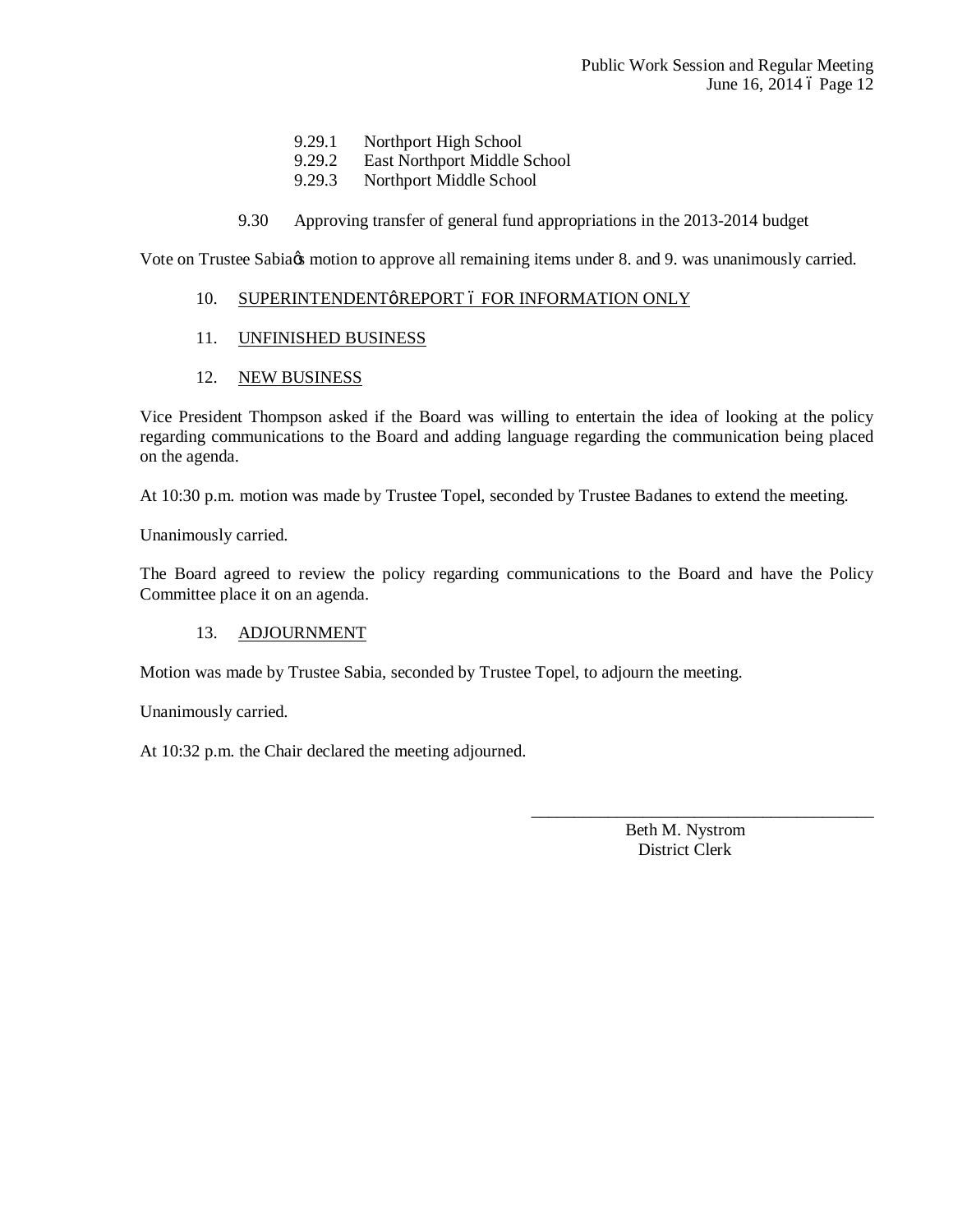9.29.1 Northport High School
9.29.2 East Northport Middle School
9.29.3 Northport Middle School

9.30 Approving transfer of general fund appropriations in the 2013-2014 budget

Vote on Trustee Sabia's motion to approve all remaining items under 8. and 9. was unanimously carried.

10. SUPERINTENDENT'S REPORT – FOR INFORMATION ONLY

11. UNFINISHED BUSINESS

12. NEW BUSINESS

Vice President Thompson asked if the Board was willing to entertain the idea of looking at the policy regarding communications to the Board and adding language regarding the communication being placed on the agenda.

At 10:30 p.m. motion was made by Trustee Topel, seconded by Trustee Badanes to extend the meeting.

Unanimously carried.

The Board agreed to review the policy regarding communications to the Board and have the Policy Committee place it on an agenda.

13. ADJOURNMENT

Motion was made by Trustee Sabia, seconded by Trustee Topel, to adjourn the meeting.

Unanimously carried.

At 10:32 p.m. the Chair declared the meeting adjourned.

\_\_\_\_\_\_\_\_\_\_\_\_\_\_\_\_\_\_\_\_\_\_\_\_\_\_\_\_\_\_\_\_\_\_\_\_\_\_\_\_

Beth M. Nystrom
District Clerk